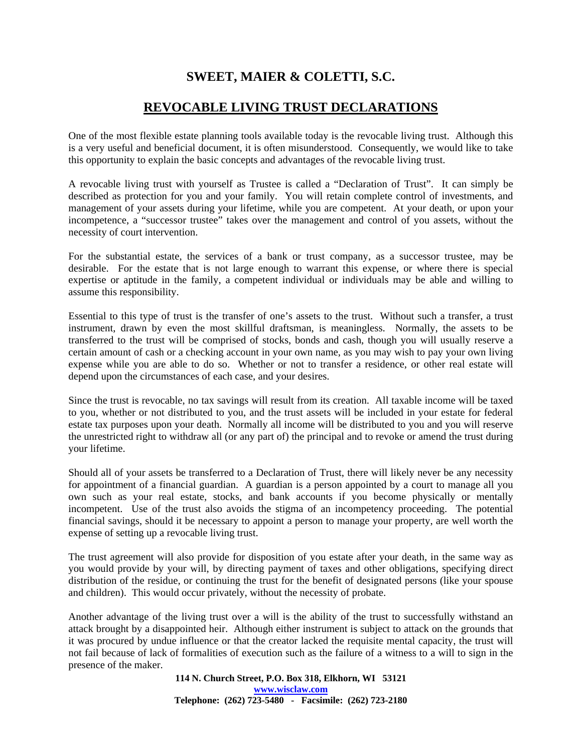# SWEET, MAIER & COLETTI, S.C.

## REVOCABLE LIVING TRUST DECLARATIONS

One of the most flexible estate planning tools available today is the revocable living trust. Although this is a very useful and beneficial document, it is often misunderstood. Consequently, we would like to take this opportunity to explain the basic concepts and advantages of the revocable living trust.

A revocable living trust with yourself as Trustee is called a "Declaration of Trust". It can simply be described as protection for you and your family. You will retain complete control of investments, and management of your assets during your lifetime, while you are competent. At your death, or upon your incompetence, a "successor trustee" takes over the management and control of you assets, without the necessity of court intervention.

For the substantial estate, the services of a bank or trust company, as a successor trustee, may be desirable. For the estate that is not large enough to warrant this expense, or where there is special expertise or aptitude in the family, a competent individual or individuals may be able and willing to assume this responsibility.

Essential to this type of trust is the transfer of one's assets to the trust. Without such a transfer, a trust instrument, drawn by even the most skillful draftsman, is meaningless. Normally, the assets to be transferred to the trust will be comprised of stocks, bonds and cash, though you will usually reserve a certain amount of cash or a checking account in your own name, as you may wish to pay your own living expense while you are able to do so. Whether or not to transfer a residence, or other real estate will depend upon the circumstances of each case, and your desires.

Since the trust is revocable, no tax savings will result from its creation. All taxable income will be taxed to you, whether or not distributed to you, and the trust assets will be included in your estate for federal estate tax purposes upon your death. Normally all income will be distributed to you and you will reserve the unrestricted right to withdraw all (or any part of) the principal and to revoke or amend the trust during your lifetime.

Should all of your assets be transferred to a Declaration of Trust, there will likely never be any necessity for appointment of a financial guardian. A guardian is a person appointed by a court to manage all you own such as your real estate, stocks, and bank accounts if you become physically or mentally incompetent. Use of the trust also avoids the stigma of an incompetency proceeding. The potential financial savings, should it be necessary to appoint a person to manage your property, are well worth the expense of setting up a revocable living trust.

The trust agreement will also provide for disposition of you estate after your death, in the same way as you would provide by your will, by directing payment of taxes and other obligations, specifying direct distribution of the residue, or continuing the trust for the benefit of designated persons (like your spouse and children). This would occur privately, without the necessity of probate.

Another advantage of the living trust over a will is the ability of the trust to successfully withstand an attack brought by a disappointed heir. Although either instrument is subject to attack on the grounds that it was procured by undue influence or that the creator lacked the requisite mental capacity, the trust will not fail because of lack of formalities of execution such as the failure of a witness to a will to sign in the presence of the maker.

**114 N. Church Street, P.O. Box 318, Elkhorn, WI 53121**
**www.wisclaw.com**
**Telephone: (262) 723-5480 - Facsimile: (262) 723-2180**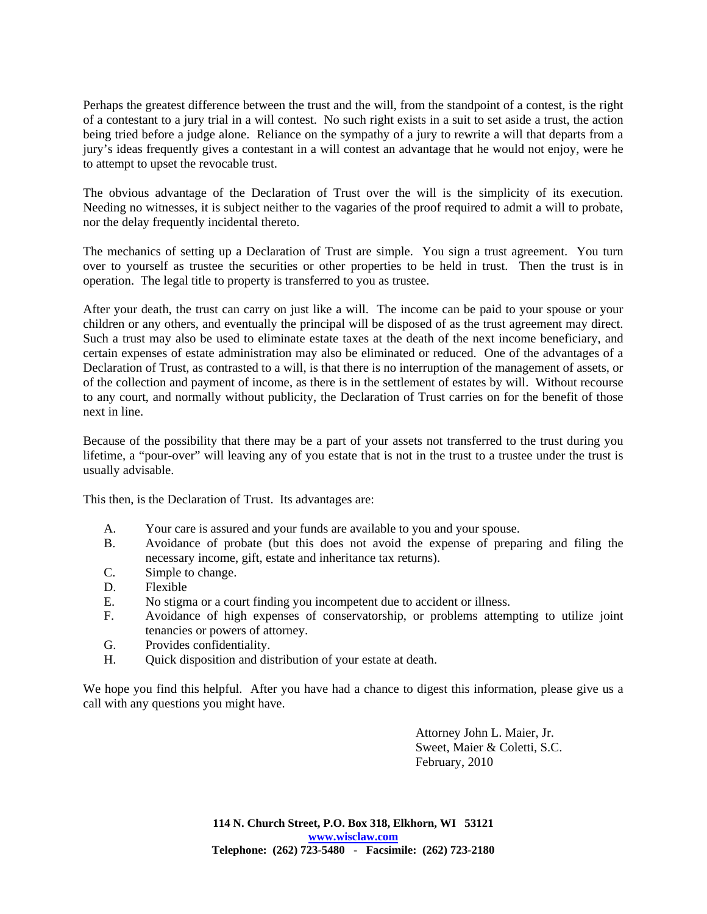Perhaps the greatest difference between the trust and the will, from the standpoint of a contest, is the right of a contestant to a jury trial in a will contest. No such right exists in a suit to set aside a trust, the action being tried before a judge alone. Reliance on the sympathy of a jury to rewrite a will that departs from a jury's ideas frequently gives a contestant in a will contest an advantage that he would not enjoy, were he to attempt to upset the revocable trust.

The obvious advantage of the Declaration of Trust over the will is the simplicity of its execution. Needing no witnesses, it is subject neither to the vagaries of the proof required to admit a will to probate, nor the delay frequently incidental thereto.

The mechanics of setting up a Declaration of Trust are simple. You sign a trust agreement. You turn over to yourself as trustee the securities or other properties to be held in trust. Then the trust is in operation. The legal title to property is transferred to you as trustee.

After your death, the trust can carry on just like a will. The income can be paid to your spouse or your children or any others, and eventually the principal will be disposed of as the trust agreement may direct. Such a trust may also be used to eliminate estate taxes at the death of the next income beneficiary, and certain expenses of estate administration may also be eliminated or reduced. One of the advantages of a Declaration of Trust, as contrasted to a will, is that there is no interruption of the management of assets, or of the collection and payment of income, as there is in the settlement of estates by will. Without recourse to any court, and normally without publicity, the Declaration of Trust carries on for the benefit of those next in line.

Because of the possibility that there may be a part of your assets not transferred to the trust during you lifetime, a "pour-over" will leaving any of you estate that is not in the trust to a trustee under the trust is usually advisable.

This then, is the Declaration of Trust. Its advantages are:

A. Your care is assured and your funds are available to you and your spouse.
B. Avoidance of probate (but this does not avoid the expense of preparing and filing the necessary income, gift, estate and inheritance tax returns).
C. Simple to change.
D. Flexible
E. No stigma or a court finding you incompetent due to accident or illness.
F. Avoidance of high expenses of conservatorship, or problems attempting to utilize joint tenancies or powers of attorney.
G. Provides confidentiality.
H. Quick disposition and distribution of your estate at death.

We hope you find this helpful. After you have had a chance to digest this information, please give us a call with any questions you might have.

Attorney John L. Maier, Jr.
Sweet, Maier & Coletti, S.C.
February, 2010

**114 N. Church Street, P.O. Box 318, Elkhorn, WI 53121**
**www.wisclaw.com**
**Telephone: (262) 723-5480 - Facsimile: (262) 723-2180**